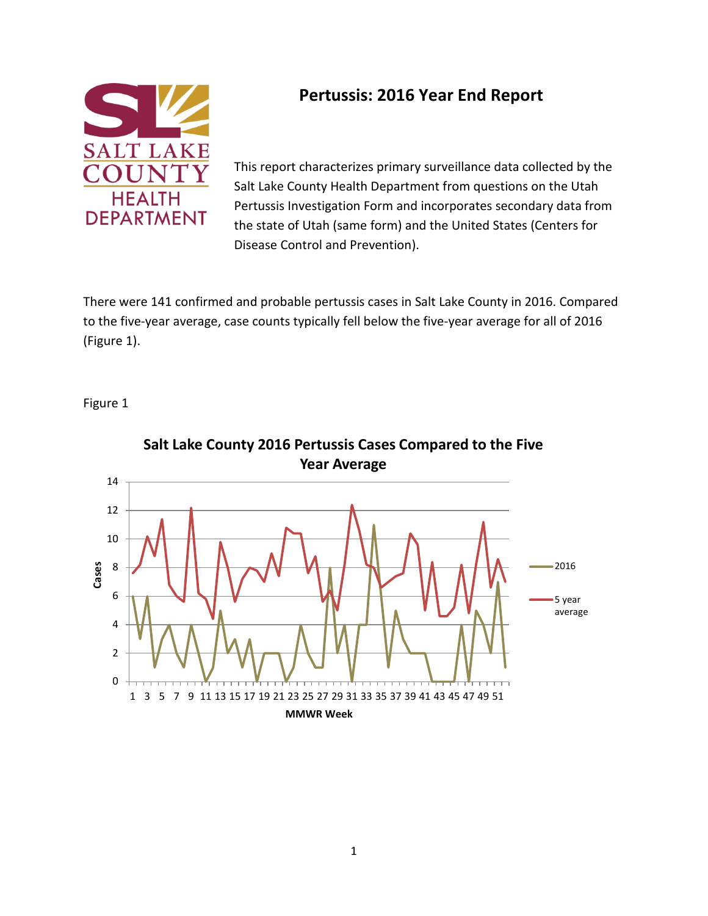# Pertussis: 2016 Year End Report

This report characterizes primary surveillance data collected by the Salt Lake County Health Department from questions on the Utah Pertussis Investigation Form and incorporates secondary data from the state of Utah (same form) and the United States (Centers for Disease Control and Prevention).

There were 141 confirmed and probable pertussis cases in Salt Lake County in 2016. Compared to the five-year average, case counts typically fell below the five-year average for all of 2016 (Figure 1).

Figure 1

**Salt Lake County 2016 Pertussis Cases Compared to the Five Year Average**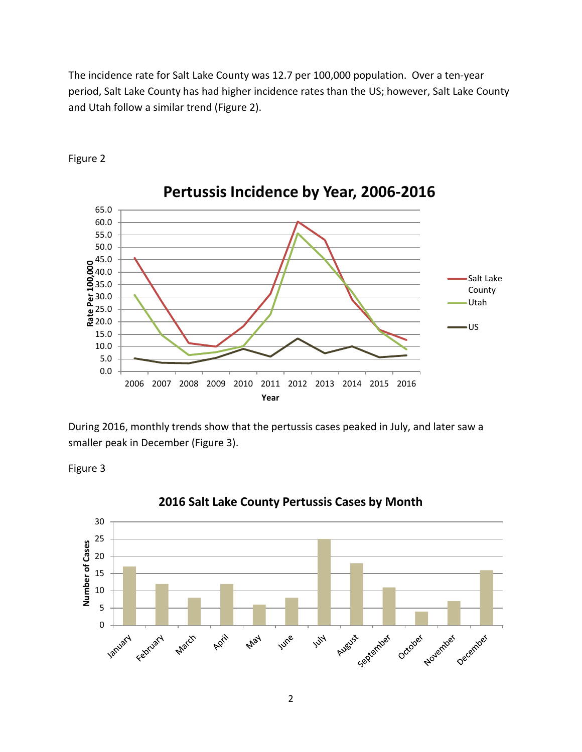The incidence rate for Salt Lake County was 12.7 per 100,000 population. Over a ten-year period, Salt Lake County has had higher incidence rates than the US; however, Salt Lake County and Utah follow a similar trend (Figure 2).

Figure 2

During 2016, monthly trends show that the pertussis cases peaked in July, and later saw a smaller peak in December (Figure 3).

Figure 3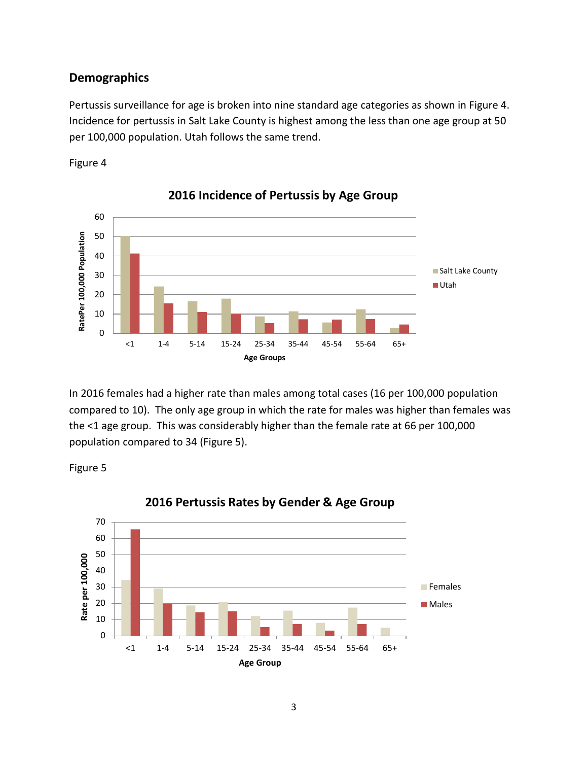## Demographics

Pertussis surveillance for age is broken into nine standard age categories as shown in Figure 4. Incidence for pertussis in Salt Lake County is highest among the less than one age group at 50 per 100,000 population. Utah follows the same trend.

Figure 4

In 2016 females had a higher rate than males among total cases (16 per 100,000 population compared to 10). The only age group in which the rate for males was higher than females was the <1 age group. This was considerably higher than the female rate at 66 per 100,000 population compared to 34 (Figure 5).

Figure 5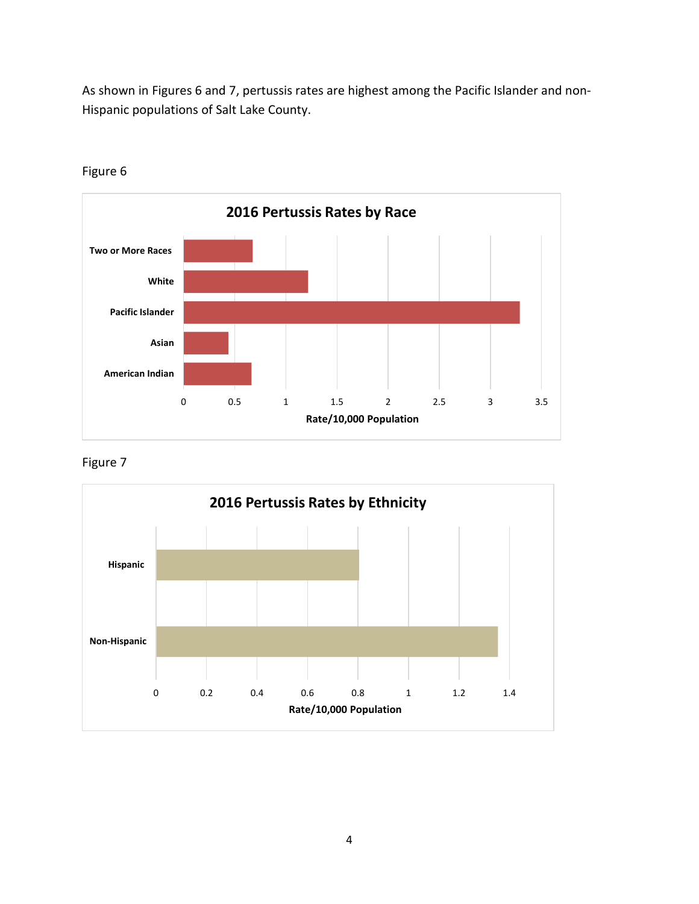As shown in Figures 6 and 7, pertussis rates are highest among the Pacific Islander and non-Hispanic populations of Salt Lake County.

Figure 6

Figure 7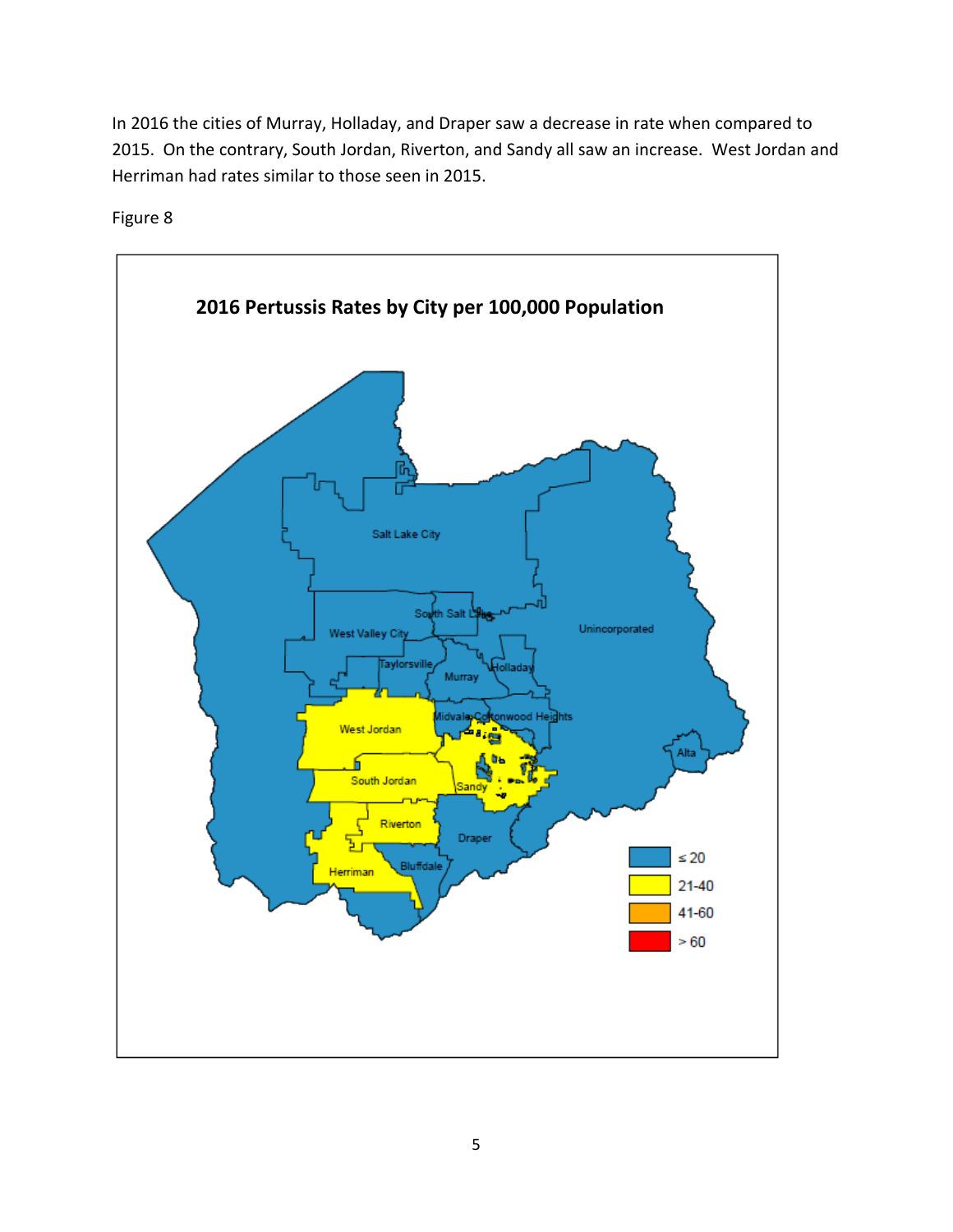In 2016 the cities of Murray, Holladay, and Draper saw a decrease in rate when compared to 2015. On the contrary, South Jordan, Riverton, and Sandy all saw an increase. West Jordan and Herriman had rates similar to those seen in 2015.

Figure 8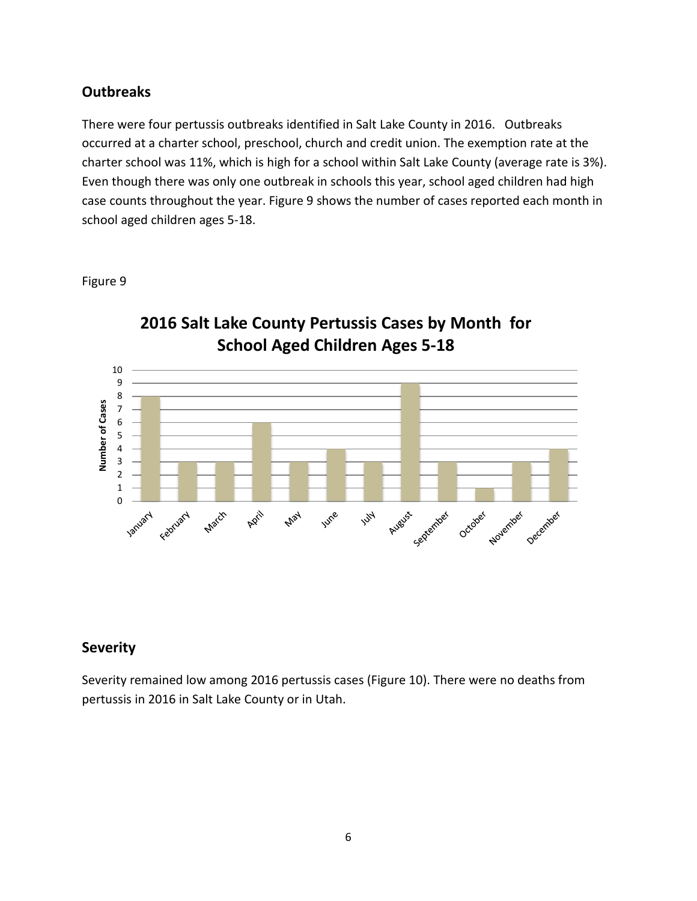## Outbreaks

There were four pertussis outbreaks identified in Salt Lake County in 2016. Outbreaks occurred at a charter school, preschool, church and credit union. The exemption rate at the charter school was 11%, which is high for a school within Salt Lake County (average rate is 3%). Even though there was only one outbreak in schools this year, school aged children had high case counts throughout the year. Figure 9 shows the number of cases reported each month in school aged children ages 5-18.

Figure 9

**2016 Salt Lake County Pertussis Cases by Month for School Aged Children Ages 5-18**

| Month | Number of Cases |
|---|---|
| January | 8 |
| February | 3 |
| March | 3 |
| April | 6 |
| May | 3 |
| June | 4 |
| July | 3 |
| August | 9 |
| September | 3 |
| October | 1 |
| November | 3 |
| December | 4 |

## Severity

Severity remained low among 2016 pertussis cases (Figure 10). There were no deaths from pertussis in 2016 in Salt Lake County or in Utah.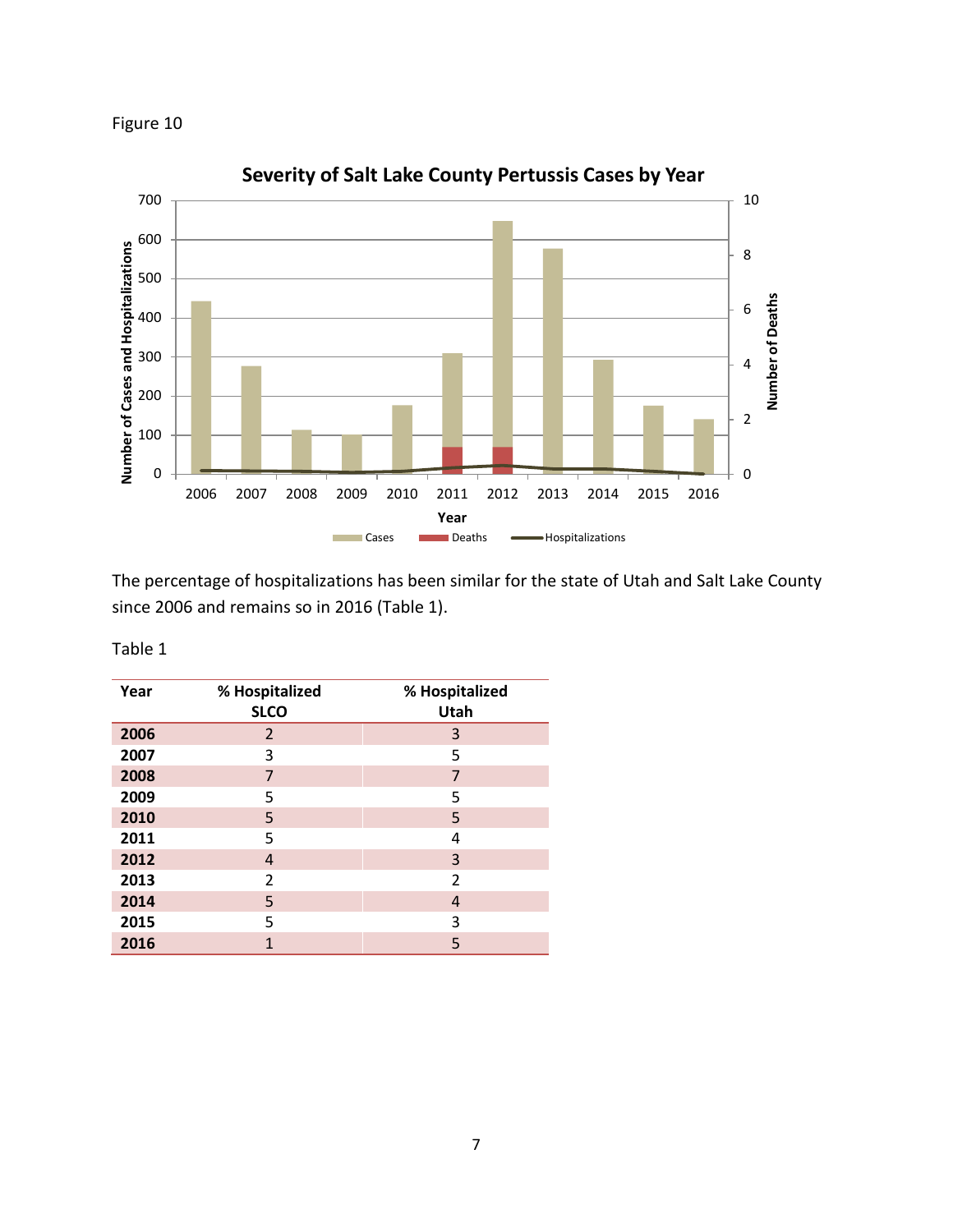Figure 10

The percentage of hospitalizations has been similar for the state of Utah and Salt Lake County since 2006 and remains so in 2016 (Table 1).

Table 1

| Year | % Hospitalized SLCO | % Hospitalized Utah |
| --- | --- | --- |
| **2006** | 2 | 3 |
| **2007** | 3 | 5 |
| **2008** | 7 | 7 |
| **2009** | 5 | 5 |
| **2010** | 5 | 5 |
| **2011** | 5 | 4 |
| **2012** | 4 | 3 |
| **2013** | 2 | 2 |
| **2014** | 5 | 4 |
| **2015** | 5 | 3 |
| **2016** | 1 | 5 |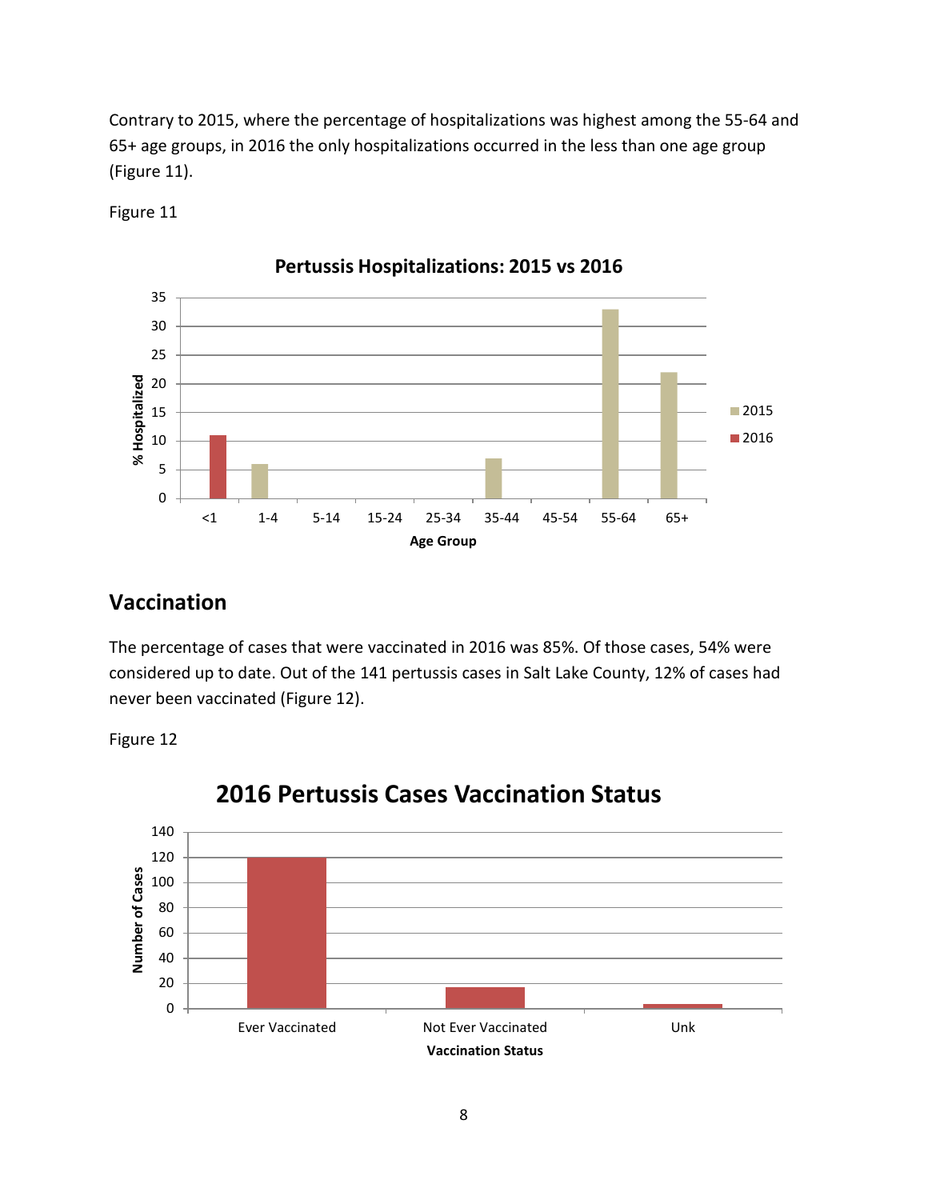Contrary to 2015, where the percentage of hospitalizations was highest among the 55-64 and 65+ age groups, in 2016 the only hospitalizations occurred in the less than one age group (Figure 11).

Figure 11

## Vaccination

The percentage of cases that were vaccinated in 2016 was 85%. Of those cases, 54% were considered up to date. Out of the 141 pertussis cases in Salt Lake County, 12% of cases had never been vaccinated (Figure 12).

Figure 12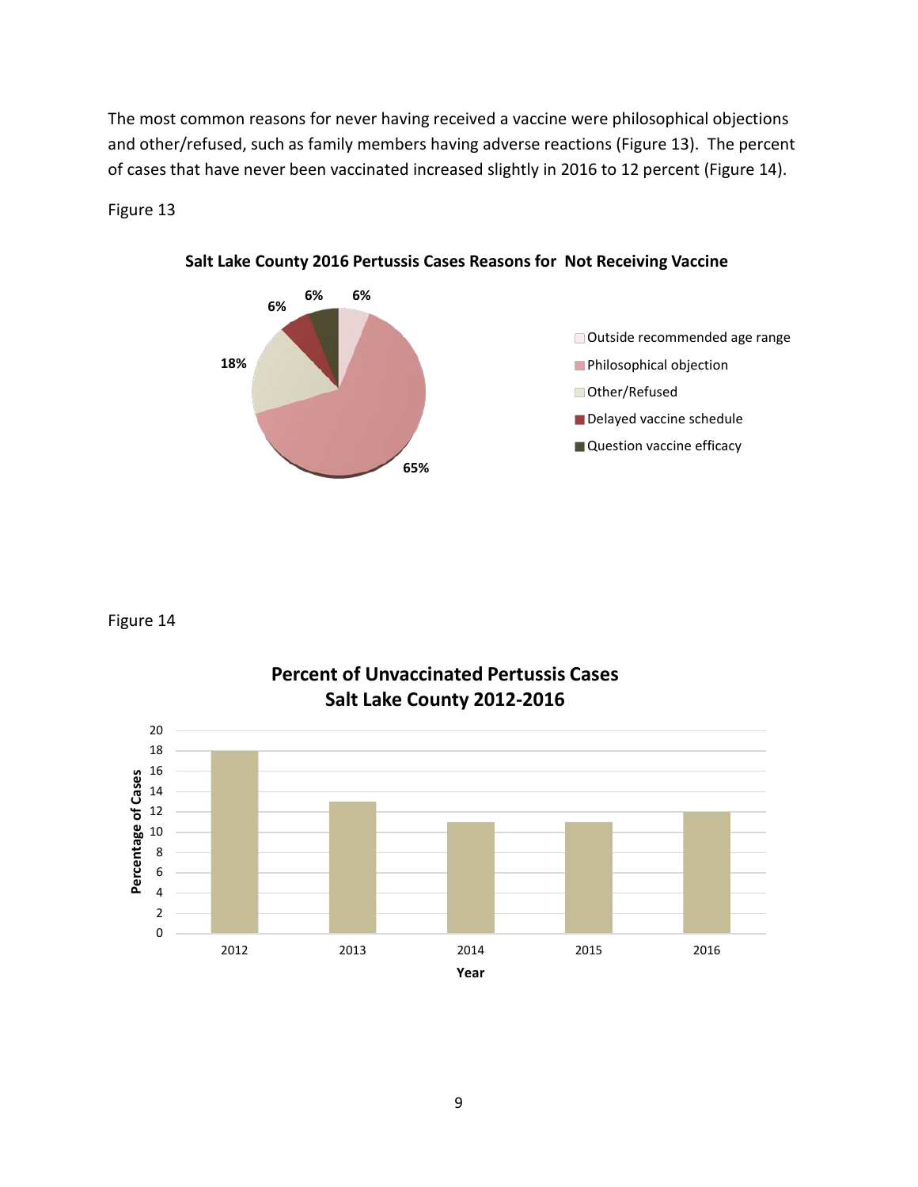The most common reasons for never having received a vaccine were philosophical objections and other/refused, such as family members having adverse reactions (Figure 13). The percent of cases that have never been vaccinated increased slightly in 2016 to 12 percent (Figure 14).

Figure 13

**Salt Lake County 2016 Pertussis Cases Reasons for Not Receiving Vaccine**

| Reason | Percent |
| --- | --- |
| Outside recommended age range | 6% |
| Philosophical objection | 65% |
| Other/Refused | 18% |
| Delayed vaccine schedule | 6% |
| Question vaccine efficacy | 6% |

Figure 14

**Percent of Unvaccinated Pertussis Cases Salt Lake County 2012-2016**

| Year | Percentage of Cases |
| --- | --- |
| 2012 | 18 |
| 2013 | 13 |
| 2014 | 11 |
| 2015 | 11 |
| 2016 | 12 |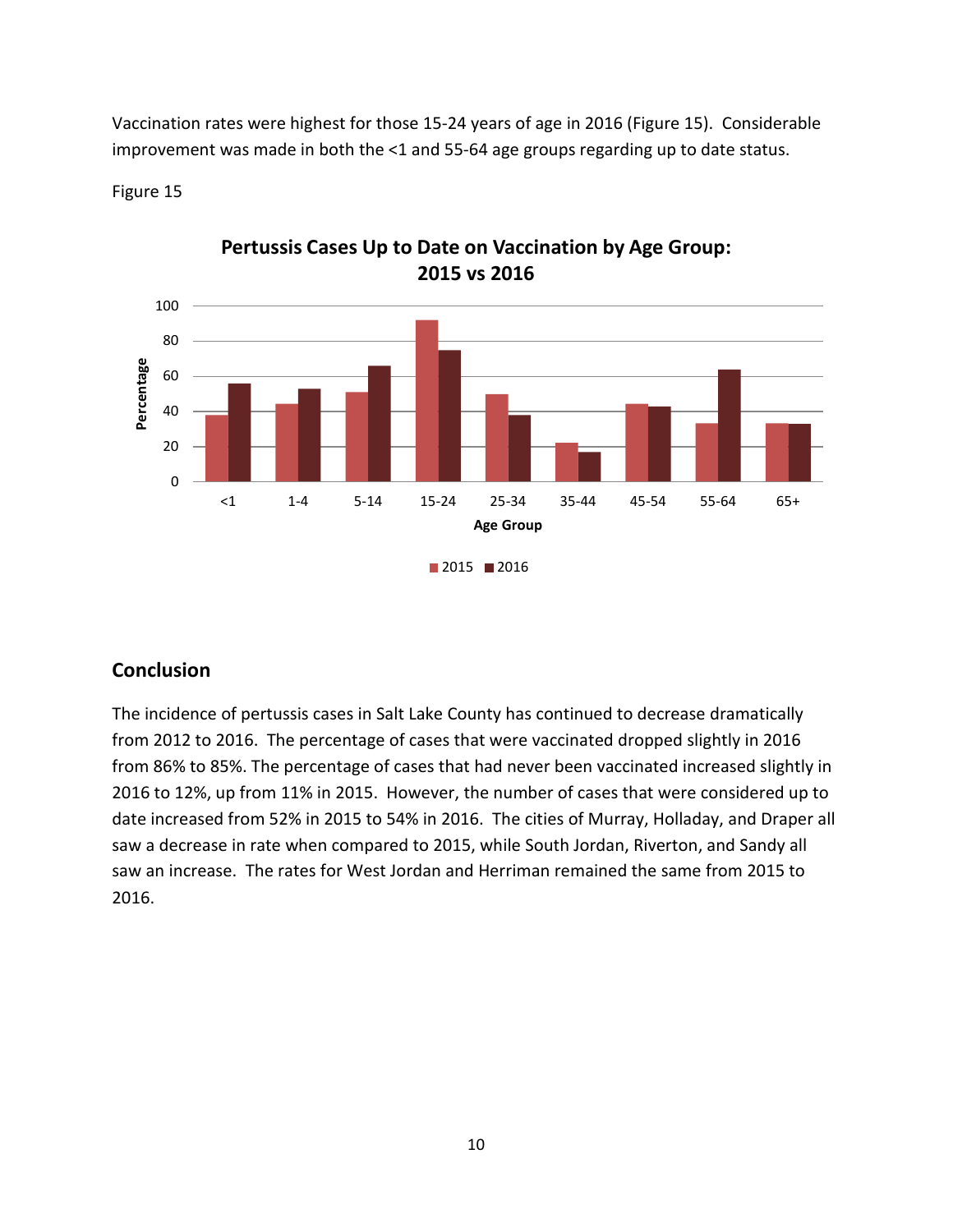Vaccination rates were highest for those 15-24 years of age in 2016 (Figure 15). Considerable improvement was made in both the <1 and 55-64 age groups regarding up to date status.

Figure 15

**Pertussis Cases Up to Date on Vaccination by Age Group: 2015 vs 2016**

Percentage

100
80
60
40
20
0

<1
1-4
5-14
15-24
25-34
35-44
45-54
55-64
65+

Age Group

2015 2016

## Conclusion

The incidence of pertussis cases in Salt Lake County has continued to decrease dramatically from 2012 to 2016. The percentage of cases that were vaccinated dropped slightly in 2016 from 86% to 85%. The percentage of cases that had never been vaccinated increased slightly in 2016 to 12%, up from 11% in 2015. However, the number of cases that were considered up to date increased from 52% in 2015 to 54% in 2016. The cities of Murray, Holladay, and Draper all saw a decrease in rate when compared to 2015, while South Jordan, Riverton, and Sandy all saw an increase. The rates for West Jordan and Herriman remained the same from 2015 to 2016.